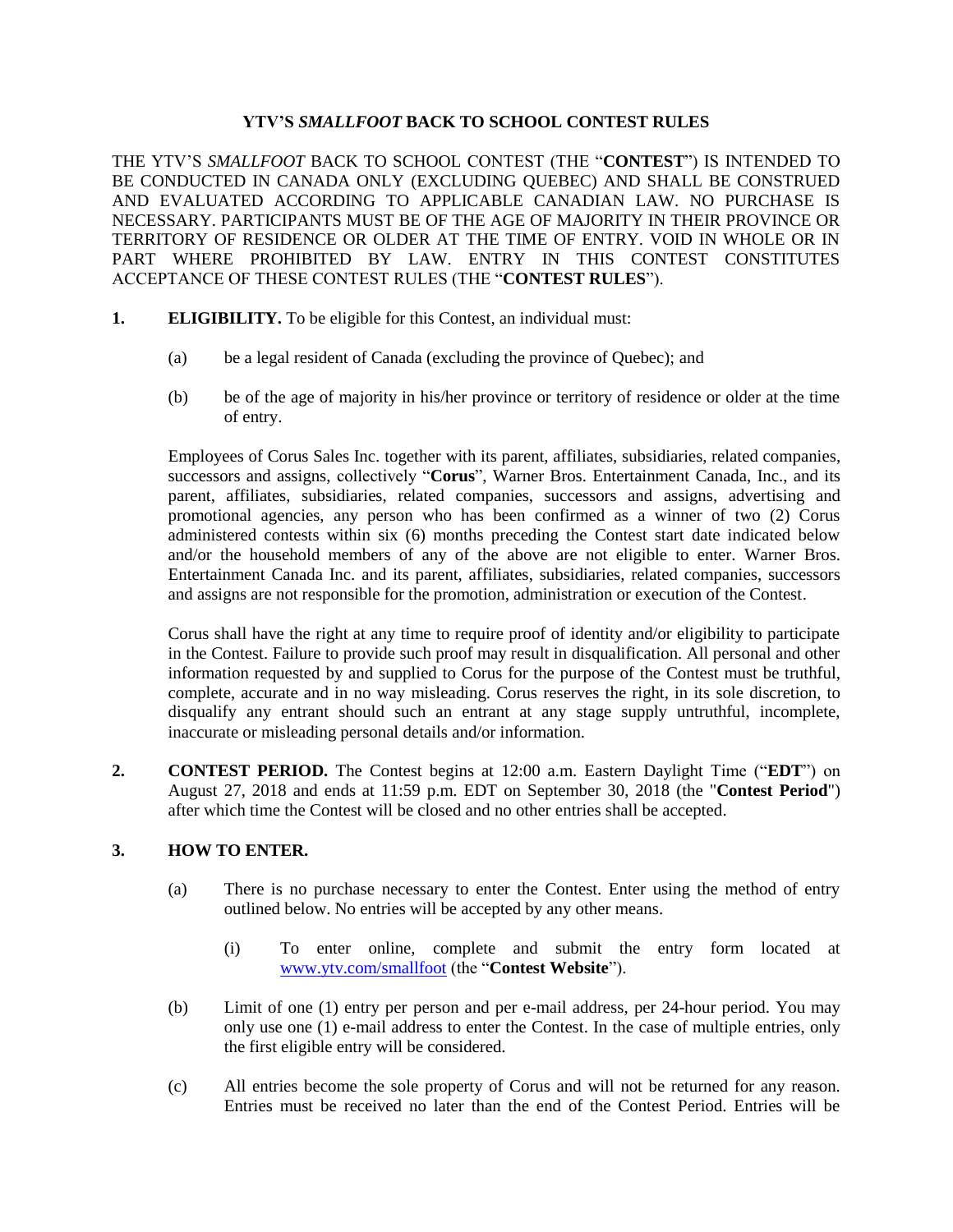# YTV'S *SMALLFOOT* BACK TO SCHOOL CONTEST RULES

THE YTV'S *SMALLFOOT* BACK TO SCHOOL CONTEST (THE "**CONTEST**") IS INTENDED TO BE CONDUCTED IN CANADA ONLY (EXCLUDING QUEBEC) AND SHALL BE CONSTRUED AND EVALUATED ACCORDING TO APPLICABLE CANADIAN LAW. NO PURCHASE IS NECESSARY. PARTICIPANTS MUST BE OF THE AGE OF MAJORITY IN THEIR PROVINCE OR TERRITORY OF RESIDENCE OR OLDER AT THE TIME OF ENTRY. VOID IN WHOLE OR IN PART WHERE PROHIBITED BY LAW. ENTRY IN THIS CONTEST CONSTITUTES ACCEPTANCE OF THESE CONTEST RULES (THE "**CONTEST RULES**").

**1. ELIGIBILITY.** To be eligible for this Contest, an individual must:

(a) be a legal resident of Canada (excluding the province of Quebec); and

(b) be of the age of majority in his/her province or territory of residence or older at the time of entry.

Employees of Corus Sales Inc. together with its parent, affiliates, subsidiaries, related companies, successors and assigns, collectively "**Corus**", Warner Bros. Entertainment Canada, Inc., and its parent, affiliates, subsidiaries, related companies, successors and assigns, advertising and promotional agencies, any person who has been confirmed as a winner of two (2) Corus administered contests within six (6) months preceding the Contest start date indicated below and/or the household members of any of the above are not eligible to enter. Warner Bros. Entertainment Canada Inc. and its parent, affiliates, subsidiaries, related companies, successors and assigns are not responsible for the promotion, administration or execution of the Contest.

Corus shall have the right at any time to require proof of identity and/or eligibility to participate in the Contest. Failure to provide such proof may result in disqualification. All personal and other information requested by and supplied to Corus for the purpose of the Contest must be truthful, complete, accurate and in no way misleading. Corus reserves the right, in its sole discretion, to disqualify any entrant should such an entrant at any stage supply untruthful, incomplete, inaccurate or misleading personal details and/or information.

**2. CONTEST PERIOD.** The Contest begins at 12:00 a.m. Eastern Daylight Time ("**EDT**") on August 27, 2018 and ends at 11:59 p.m. EDT on September 30, 2018 (the "**Contest Period**") after which time the Contest will be closed and no other entries shall be accepted.

**3. HOW TO ENTER.**

(a) There is no purchase necessary to enter the Contest. Enter using the method of entry outlined below. No entries will be accepted by any other means.

(i) To enter online, complete and submit the entry form located at www.ytv.com/smallfoot (the "**Contest Website**").

(b) Limit of one (1) entry per person and per e-mail address, per 24-hour period. You may only use one (1) e-mail address to enter the Contest. In the case of multiple entries, only the first eligible entry will be considered.

(c) All entries become the sole property of Corus and will not be returned for any reason. Entries must be received no later than the end of the Contest Period. Entries will be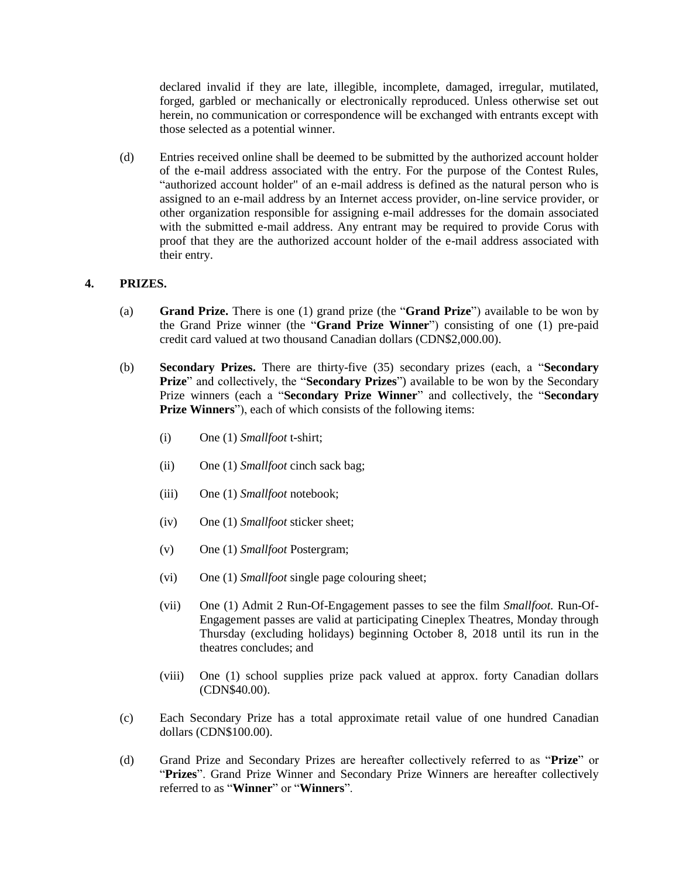declared invalid if they are late, illegible, incomplete, damaged, irregular, mutilated, forged, garbled or mechanically or electronically reproduced. Unless otherwise set out herein, no communication or correspondence will be exchanged with entrants except with those selected as a potential winner.

(d) Entries received online shall be deemed to be submitted by the authorized account holder of the e-mail address associated with the entry. For the purpose of the Contest Rules, “authorized account holder" of an e-mail address is defined as the natural person who is assigned to an e-mail address by an Internet access provider, on-line service provider, or other organization responsible for assigning e-mail addresses for the domain associated with the submitted e-mail address. Any entrant may be required to provide Corus with proof that they are the authorized account holder of the e-mail address associated with their entry.

**4. PRIZES.**

(a) **Grand Prize.** There is one (1) grand prize (the “**Grand Prize**”) available to be won by the Grand Prize winner (the “**Grand Prize Winner**”) consisting of one (1) pre-paid credit card valued at two thousand Canadian dollars (CDN$2,000.00).

(b) **Secondary Prizes.** There are thirty-five (35) secondary prizes (each, a “**Secondary Prize**” and collectively, the “**Secondary Prizes**”) available to be won by the Secondary Prize winners (each a “**Secondary Prize Winner**” and collectively, the “**Secondary Prize Winners**”), each of which consists of the following items:

(i) One (1) *Smallfoot* t-shirt;

(ii) One (1) *Smallfoot* cinch sack bag;

(iii) One (1) *Smallfoot* notebook;

(iv) One (1) *Smallfoot* sticker sheet;

(v) One (1) *Smallfoot* Postergram;

(vi) One (1) *Smallfoot* single page colouring sheet;

(vii) One (1) Admit 2 Run-Of-Engagement passes to see the film *Smallfoot.* Run-Of-Engagement passes are valid at participating Cineplex Theatres, Monday through Thursday (excluding holidays) beginning October 8, 2018 until its run in the theatres concludes; and

(viii) One (1) school supplies prize pack valued at approx. forty Canadian dollars (CDN$40.00).

(c) Each Secondary Prize has a total approximate retail value of one hundred Canadian dollars (CDN$100.00).

(d) Grand Prize and Secondary Prizes are hereafter collectively referred to as “**Prize**” or “**Prizes**”. Grand Prize Winner and Secondary Prize Winners are hereafter collectively referred to as “**Winner**” or “**Winners**”.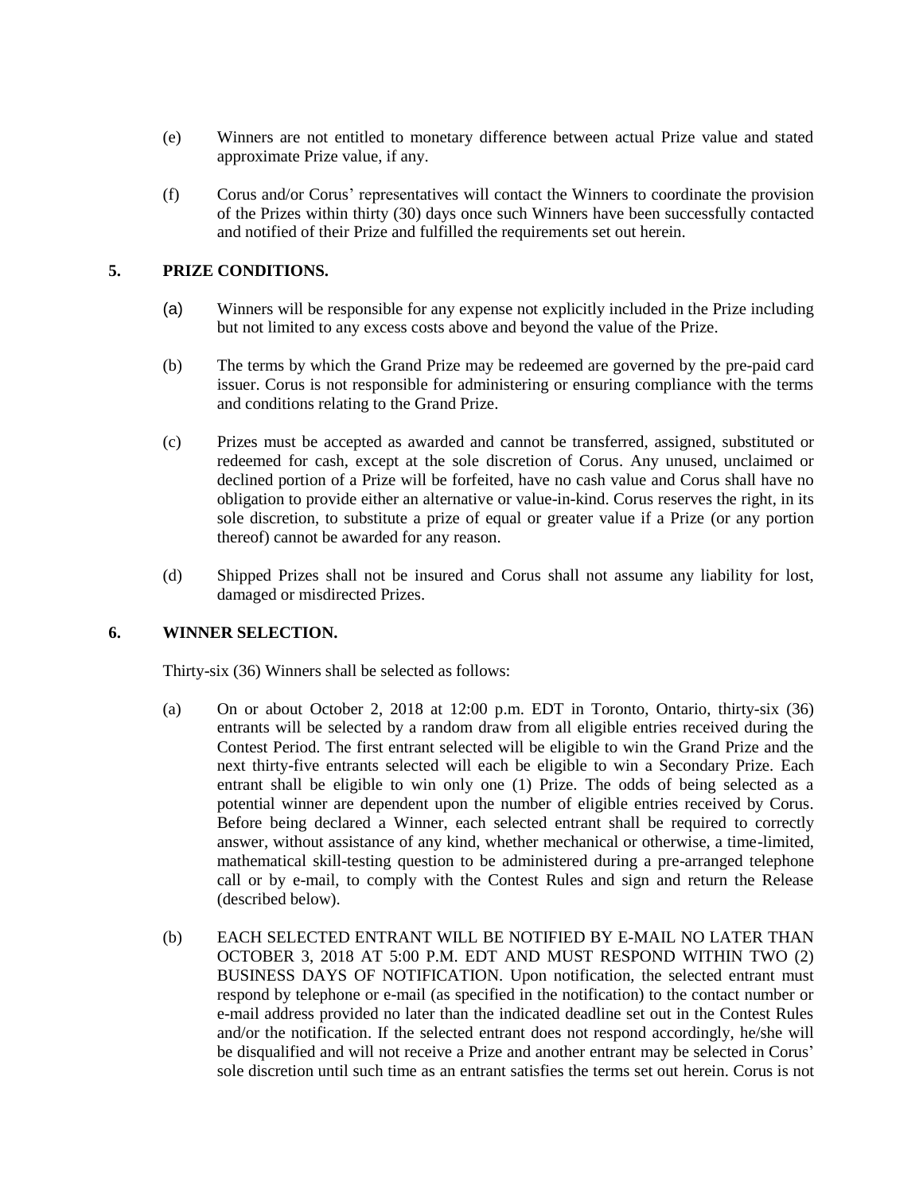(e) Winners are not entitled to monetary difference between actual Prize value and stated approximate Prize value, if any.

(f) Corus and/or Corus' representatives will contact the Winners to coordinate the provision of the Prizes within thirty (30) days once such Winners have been successfully contacted and notified of their Prize and fulfilled the requirements set out herein.

## 5. PRIZE CONDITIONS.

(a) Winners will be responsible for any expense not explicitly included in the Prize including but not limited to any excess costs above and beyond the value of the Prize.

(b) The terms by which the Grand Prize may be redeemed are governed by the pre-paid card issuer. Corus is not responsible for administering or ensuring compliance with the terms and conditions relating to the Grand Prize.

(c) Prizes must be accepted as awarded and cannot be transferred, assigned, substituted or redeemed for cash, except at the sole discretion of Corus. Any unused, unclaimed or declined portion of a Prize will be forfeited, have no cash value and Corus shall have no obligation to provide either an alternative or value-in-kind. Corus reserves the right, in its sole discretion, to substitute a prize of equal or greater value if a Prize (or any portion thereof) cannot be awarded for any reason.

(d) Shipped Prizes shall not be insured and Corus shall not assume any liability for lost, damaged or misdirected Prizes.

## 6. WINNER SELECTION.

Thirty-six (36) Winners shall be selected as follows:

(a) On or about October 2, 2018 at 12:00 p.m. EDT in Toronto, Ontario, thirty-six (36) entrants will be selected by a random draw from all eligible entries received during the Contest Period. The first entrant selected will be eligible to win the Grand Prize and the next thirty-five entrants selected will each be eligible to win a Secondary Prize. Each entrant shall be eligible to win only one (1) Prize. The odds of being selected as a potential winner are dependent upon the number of eligible entries received by Corus. Before being declared a Winner, each selected entrant shall be required to correctly answer, without assistance of any kind, whether mechanical or otherwise, a time-limited, mathematical skill-testing question to be administered during a pre-arranged telephone call or by e-mail, to comply with the Contest Rules and sign and return the Release (described below).

(b) EACH SELECTED ENTRANT WILL BE NOTIFIED BY E-MAIL NO LATER THAN OCTOBER 3, 2018 AT 5:00 P.M. EDT AND MUST RESPOND WITHIN TWO (2) BUSINESS DAYS OF NOTIFICATION. Upon notification, the selected entrant must respond by telephone or e-mail (as specified in the notification) to the contact number or e-mail address provided no later than the indicated deadline set out in the Contest Rules and/or the notification. If the selected entrant does not respond accordingly, he/she will be disqualified and will not receive a Prize and another entrant may be selected in Corus' sole discretion until such time as an entrant satisfies the terms set out herein. Corus is not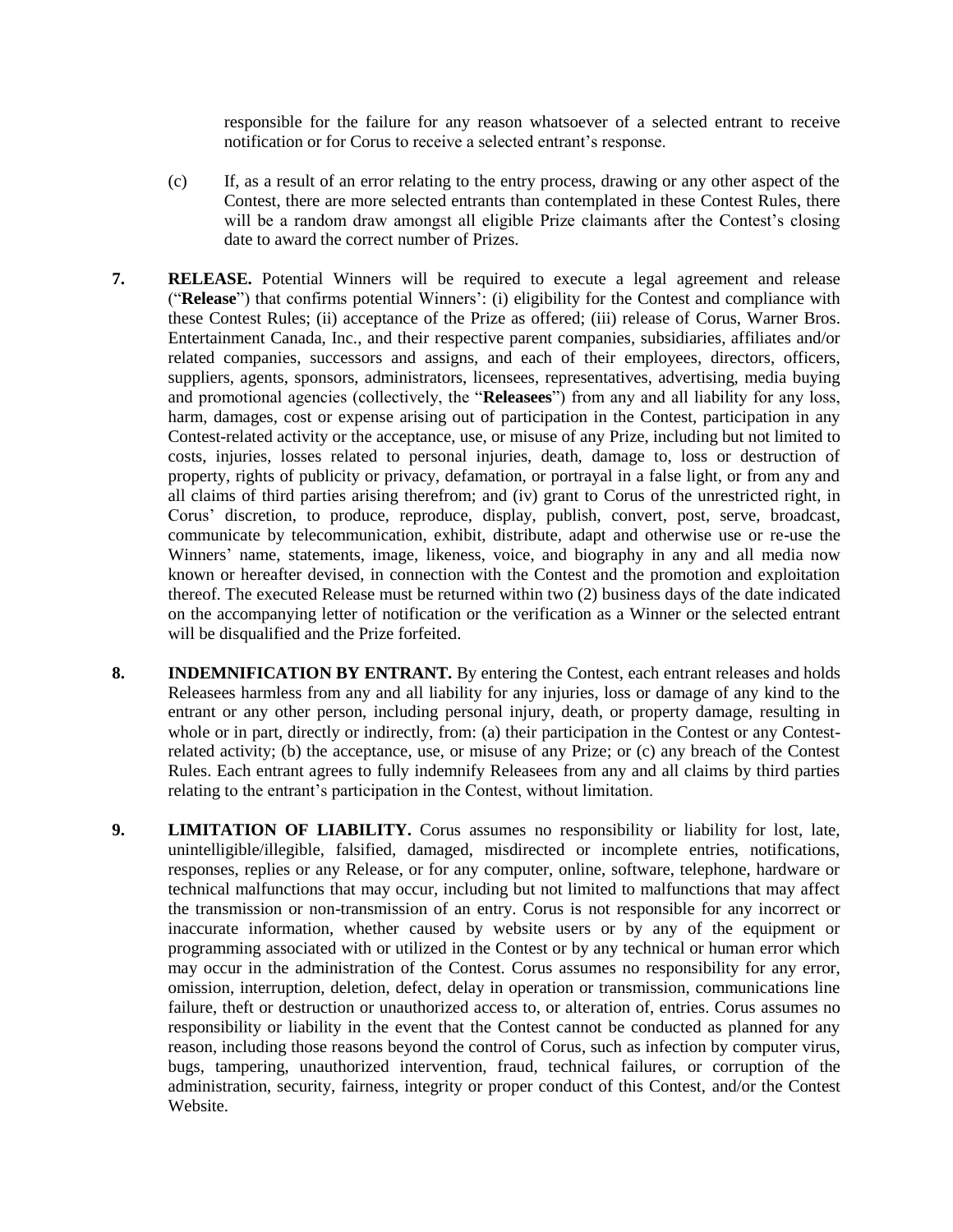responsible for the failure for any reason whatsoever of a selected entrant to receive notification or for Corus to receive a selected entrant's response.

(c) If, as a result of an error relating to the entry process, drawing or any other aspect of the Contest, there are more selected entrants than contemplated in these Contest Rules, there will be a random draw amongst all eligible Prize claimants after the Contest's closing date to award the correct number of Prizes.

7. **RELEASE.** Potential Winners will be required to execute a legal agreement and release ("**Release**") that confirms potential Winners': (i) eligibility for the Contest and compliance with these Contest Rules; (ii) acceptance of the Prize as offered; (iii) release of Corus, Warner Bros. Entertainment Canada, Inc., and their respective parent companies, subsidiaries, affiliates and/or related companies, successors and assigns, and each of their employees, directors, officers, suppliers, agents, sponsors, administrators, licensees, representatives, advertising, media buying and promotional agencies (collectively, the "**Releasees**") from any and all liability for any loss, harm, damages, cost or expense arising out of participation in the Contest, participation in any Contest-related activity or the acceptance, use, or misuse of any Prize, including but not limited to costs, injuries, losses related to personal injuries, death, damage to, loss or destruction of property, rights of publicity or privacy, defamation, or portrayal in a false light, or from any and all claims of third parties arising therefrom; and (iv) grant to Corus of the unrestricted right, in Corus' discretion, to produce, reproduce, display, publish, convert, post, serve, broadcast, communicate by telecommunication, exhibit, distribute, adapt and otherwise use or re-use the Winners' name, statements, image, likeness, voice, and biography in any and all media now known or hereafter devised, in connection with the Contest and the promotion and exploitation thereof. The executed Release must be returned within two (2) business days of the date indicated on the accompanying letter of notification or the verification as a Winner or the selected entrant will be disqualified and the Prize forfeited.

8. **INDEMNIFICATION BY ENTRANT.** By entering the Contest, each entrant releases and holds Releasees harmless from any and all liability for any injuries, loss or damage of any kind to the entrant or any other person, including personal injury, death, or property damage, resulting in whole or in part, directly or indirectly, from: (a) their participation in the Contest or any Contest-related activity; (b) the acceptance, use, or misuse of any Prize; or (c) any breach of the Contest Rules. Each entrant agrees to fully indemnify Releasees from any and all claims by third parties relating to the entrant's participation in the Contest, without limitation.

9. **LIMITATION OF LIABILITY.** Corus assumes no responsibility or liability for lost, late, unintelligible/illegible, falsified, damaged, misdirected or incomplete entries, notifications, responses, replies or any Release, or for any computer, online, software, telephone, hardware or technical malfunctions that may occur, including but not limited to malfunctions that may affect the transmission or non-transmission of an entry. Corus is not responsible for any incorrect or inaccurate information, whether caused by website users or by any of the equipment or programming associated with or utilized in the Contest or by any technical or human error which may occur in the administration of the Contest. Corus assumes no responsibility for any error, omission, interruption, deletion, defect, delay in operation or transmission, communications line failure, theft or destruction or unauthorized access to, or alteration of, entries. Corus assumes no responsibility or liability in the event that the Contest cannot be conducted as planned for any reason, including those reasons beyond the control of Corus, such as infection by computer virus, bugs, tampering, unauthorized intervention, fraud, technical failures, or corruption of the administration, security, fairness, integrity or proper conduct of this Contest, and/or the Contest Website.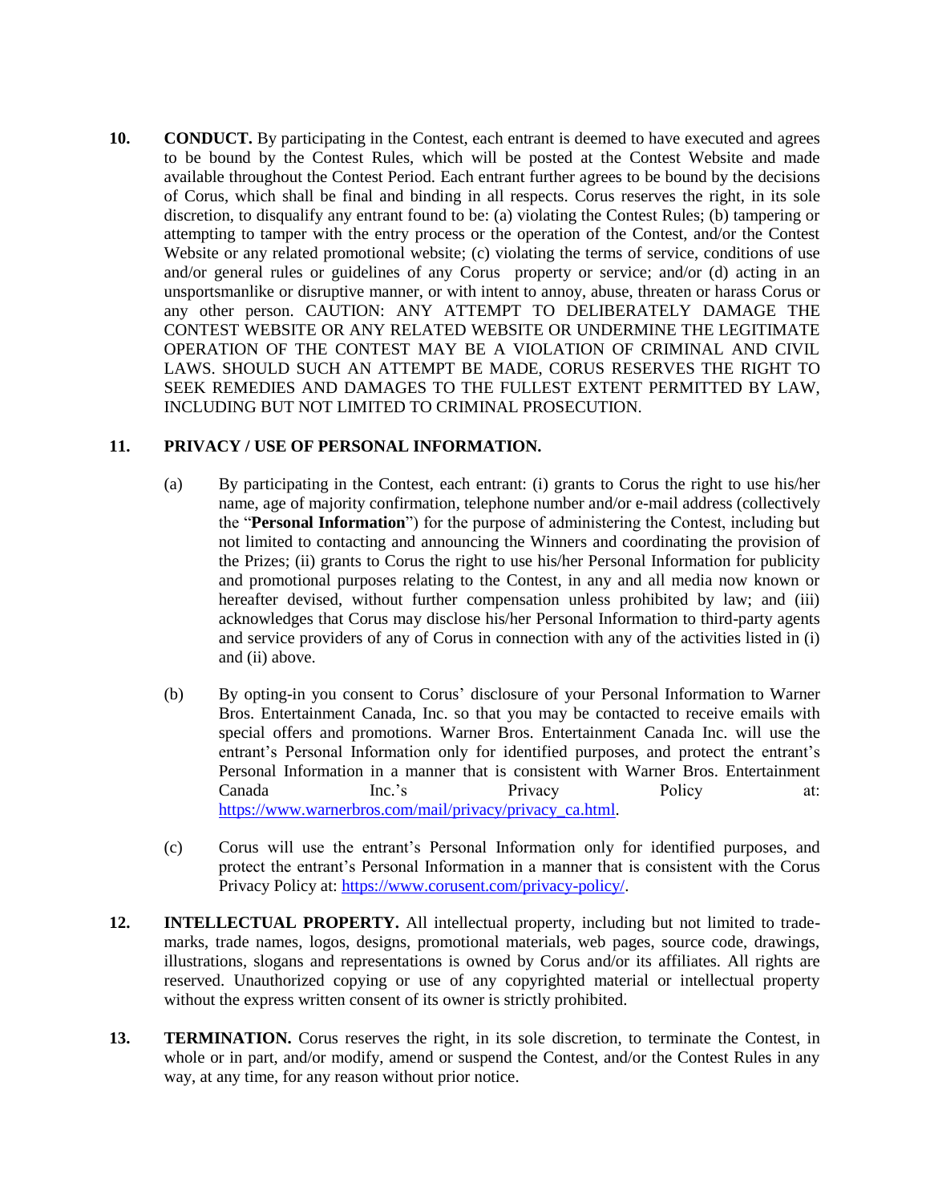**10. CONDUCT.** By participating in the Contest, each entrant is deemed to have executed and agrees to be bound by the Contest Rules, which will be posted at the Contest Website and made available throughout the Contest Period. Each entrant further agrees to be bound by the decisions of Corus, which shall be final and binding in all respects. Corus reserves the right, in its sole discretion, to disqualify any entrant found to be: (a) violating the Contest Rules; (b) tampering or attempting to tamper with the entry process or the operation of the Contest, and/or the Contest Website or any related promotional website; (c) violating the terms of service, conditions of use and/or general rules or guidelines of any Corus property or service; and/or (d) acting in an unsportsmanlike or disruptive manner, or with intent to annoy, abuse, threaten or harass Corus or any other person. CAUTION: ANY ATTEMPT TO DELIBERATELY DAMAGE THE CONTEST WEBSITE OR ANY RELATED WEBSITE OR UNDERMINE THE LEGITIMATE OPERATION OF THE CONTEST MAY BE A VIOLATION OF CRIMINAL AND CIVIL LAWS. SHOULD SUCH AN ATTEMPT BE MADE, CORUS RESERVES THE RIGHT TO SEEK REMEDIES AND DAMAGES TO THE FULLEST EXTENT PERMITTED BY LAW, INCLUDING BUT NOT LIMITED TO CRIMINAL PROSECUTION.

**11. PRIVACY / USE OF PERSONAL INFORMATION.**

(a) By participating in the Contest, each entrant: (i) grants to Corus the right to use his/her name, age of majority confirmation, telephone number and/or e-mail address (collectively the "**Personal Information**") for the purpose of administering the Contest, including but not limited to contacting and announcing the Winners and coordinating the provision of the Prizes; (ii) grants to Corus the right to use his/her Personal Information for publicity and promotional purposes relating to the Contest, in any and all media now known or hereafter devised, without further compensation unless prohibited by law; and (iii) acknowledges that Corus may disclose his/her Personal Information to third-party agents and service providers of any of Corus in connection with any of the activities listed in (i) and (ii) above.

(b) By opting-in you consent to Corus' disclosure of your Personal Information to Warner Bros. Entertainment Canada, Inc. so that you may be contacted to receive emails with special offers and promotions. Warner Bros. Entertainment Canada Inc. will use the entrant's Personal Information only for identified purposes, and protect the entrant's Personal Information in a manner that is consistent with Warner Bros. Entertainment Canada Inc.'s Privacy Policy at: https://www.warnerbros.com/mail/privacy/privacy_ca.html.

(c) Corus will use the entrant's Personal Information only for identified purposes, and protect the entrant's Personal Information in a manner that is consistent with the Corus Privacy Policy at: https://www.corusent.com/privacy-policy/.

**12. INTELLECTUAL PROPERTY.** All intellectual property, including but not limited to trade-marks, trade names, logos, designs, promotional materials, web pages, source code, drawings, illustrations, slogans and representations is owned by Corus and/or its affiliates. All rights are reserved. Unauthorized copying or use of any copyrighted material or intellectual property without the express written consent of its owner is strictly prohibited.

**13. TERMINATION.** Corus reserves the right, in its sole discretion, to terminate the Contest, in whole or in part, and/or modify, amend or suspend the Contest, and/or the Contest Rules in any way, at any time, for any reason without prior notice.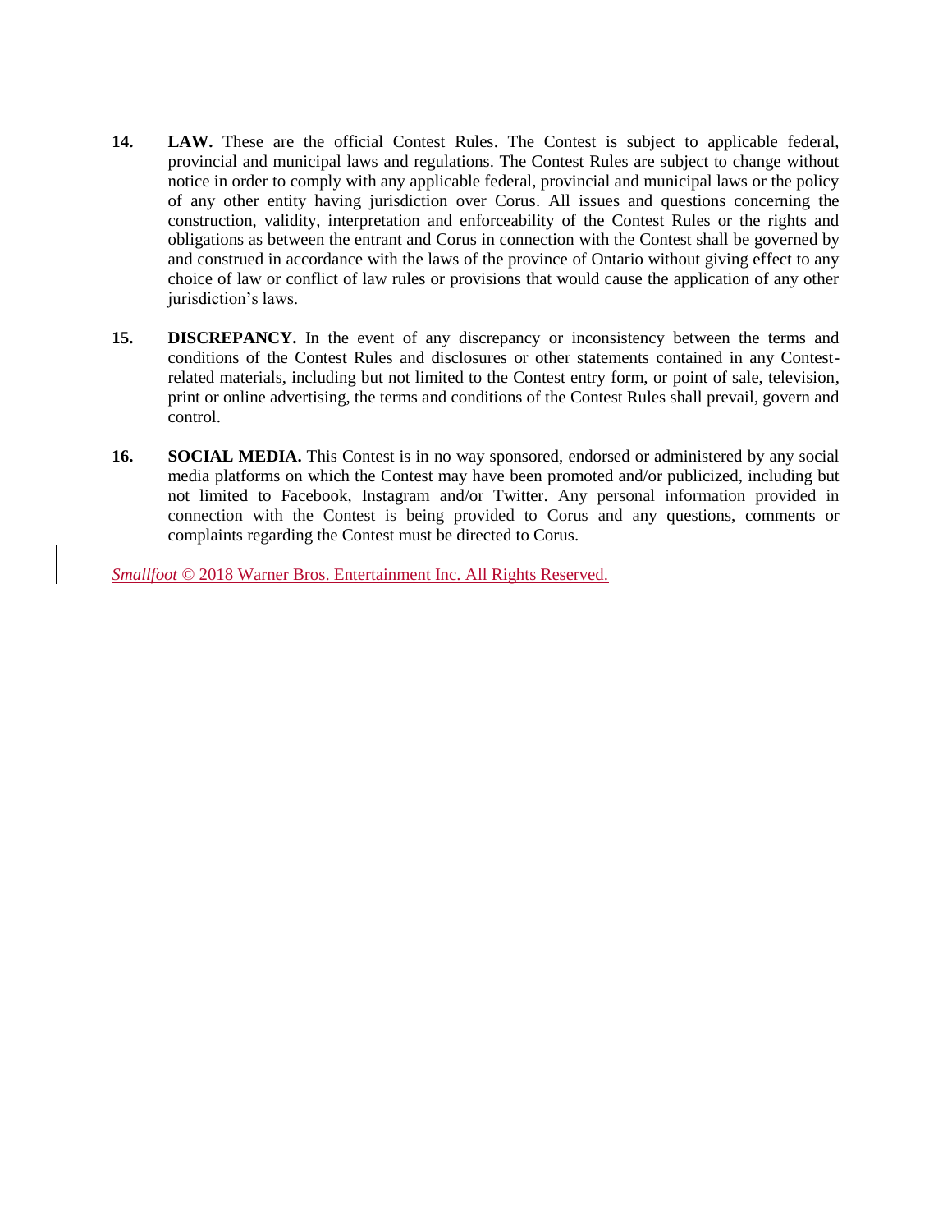14. **LAW.** These are the official Contest Rules. The Contest is subject to applicable federal, provincial and municipal laws and regulations. The Contest Rules are subject to change without notice in order to comply with any applicable federal, provincial and municipal laws or the policy of any other entity having jurisdiction over Corus. All issues and questions concerning the construction, validity, interpretation and enforceability of the Contest Rules or the rights and obligations as between the entrant and Corus in connection with the Contest shall be governed by and construed in accordance with the laws of the province of Ontario without giving effect to any choice of law or conflict of law rules or provisions that would cause the application of any other jurisdiction's laws.

15. **DISCREPANCY.** In the event of any discrepancy or inconsistency between the terms and conditions of the Contest Rules and disclosures or other statements contained in any Contest-related materials, including but not limited to the Contest entry form, or point of sale, television, print or online advertising, the terms and conditions of the Contest Rules shall prevail, govern and control.

16. **SOCIAL MEDIA.** This Contest is in no way sponsored, endorsed or administered by any social media platforms on which the Contest may have been promoted and/or publicized, including but not limited to Facebook, Instagram and/or Twitter. Any personal information provided in connection with the Contest is being provided to Corus and any questions, comments or complaints regarding the Contest must be directed to Corus.

*Smallfoot* © 2018 Warner Bros. Entertainment Inc. All Rights Reserved.